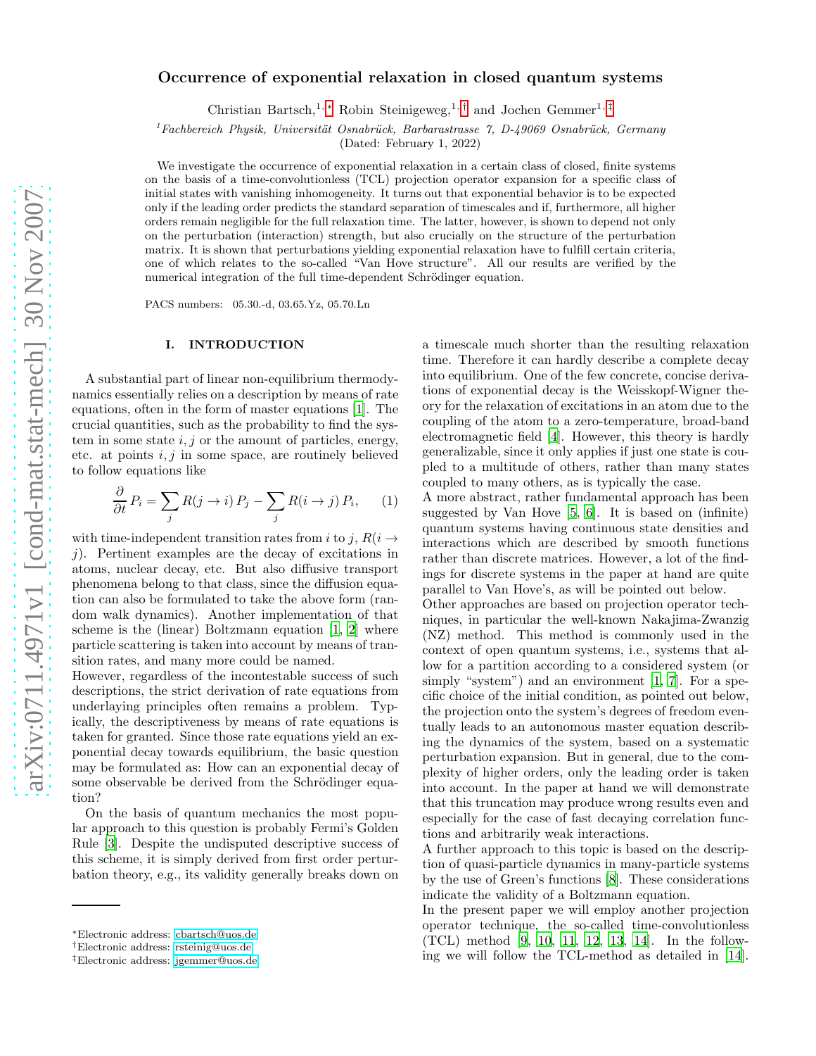# Occurrence of exponential relaxation in closed quantum systems

Christian Bartsch,[1,*] Robin Steinigeweg,[1,†] and Jochen Gemmer[1,‡]

[1] *Fachbereich Physik, Universität Osnabrück, Barbarastrasse 7, D-49069 Osnabrück, Germany*

(Dated: February 1, 2022)

We investigate the occurrence of exponential relaxation in a certain class of closed, finite systems on the basis of a time-convolutionless (TCL) projection operator expansion for a specific class of initial states with vanishing inhomogeneity. It turns out that exponential behavior is to be expected only if the leading order predicts the standard separation of timescales and if, furthermore, all higher orders remain negligible for the full relaxation time. The latter, however, is shown to depend not only on the perturbation (interaction) strength, but also crucially on the structure of the perturbation matrix. It is shown that perturbations yielding exponential relaxation have to fulfill certain criteria, one of which relates to the so-called "Van Hove structure". All our results are verified by the numerical integration of the full time-dependent Schrödinger equation.

PACS numbers: 05.30.-d, 03.65.Yz, 05.70.Ln

## I. INTRODUCTION

A substantial part of linear non-equilibrium thermodynamics essentially relies on a description by means of rate equations, often in the form of master equations [1]. The crucial quantities, such as the probability to find the system in some state $i, j$ or the amount of particles, energy, etc. at points $i, j$ in some space, are routinely believed to follow equations like

$$\frac{\partial}{\partial t} P_i = \sum_j R(j \to i)\, P_j - \sum_j R(i \to j)\, P_i, \qquad (1)$$

with time-independent transition rates from $i$ to $j$, $R(i \to j)$. Pertinent examples are the decay of excitations in atoms, nuclear decay, etc. But also diffusive transport phenomena belong to that class, since the diffusion equation can also be formulated to take the above form (random walk dynamics). Another implementation of that scheme is the (linear) Boltzmann equation [1, 2] where particle scattering is taken into account by means of transition rates, and many more could be named.

However, regardless of the incontestable success of such descriptions, the strict derivation of rate equations from underlaying principles often remains a problem. Typically, the descriptiveness by means of rate equations is taken for granted. Since those rate equations yield an exponential decay towards equilibrium, the basic question may be formulated as: How can an exponential decay of some observable be derived from the Schrödinger equation?

On the basis of quantum mechanics the most popular approach to this question is probably Fermi's Golden Rule [3]. Despite the undisputed descriptive success of this scheme, it is simply derived from first order perturbation theory, e.g., its validity generally breaks down on a timescale much shorter than the resulting relaxation time. Therefore it can hardly describe a complete decay into equilibrium. One of the few concrete, concise derivations of exponential decay is the Weisskopf-Wigner theory for the relaxation of excitations in an atom due to the coupling of the atom to a zero-temperature, broad-band electromagnetic field [4]. However, this theory is hardly generalizable, since it only applies if just one state is coupled to a multitude of others, rather than many states coupled to many others, as is typically the case.

A more abstract, rather fundamental approach has been suggested by Van Hove [5, 6]. It is based on (infinite) quantum systems having continuous state densities and interactions which are described by smooth functions rather than discrete matrices. However, a lot of the findings for discrete systems in the paper at hand are quite parallel to Van Hove's, as will be pointed out below.

Other approaches are based on projection operator techniques, in particular the well-known Nakajima-Zwanzig (NZ) method. This method is commonly used in the context of open quantum systems, i.e., systems that allow for a partition according to a considered system (or simply "system") and an environment [1, 7]. For a specific choice of the initial condition, as pointed out below, the projection onto the system's degrees of freedom eventually leads to an autonomous master equation describing the dynamics of the system, based on a systematic perturbation expansion. But in general, due to the complexity of higher orders, only the leading order is taken into account. In the paper at hand we will demonstrate that this truncation may produce wrong results even and especially for the case of fast decaying correlation functions and arbitrarily weak interactions.

A further approach to this topic is based on the description of quasi-particle dynamics in many-particle systems by the use of Green's functions [8]. These considerations indicate the validity of a Boltzmann equation.

In the present paper we will employ another projection operator technique, the so-called time-convolutionless (TCL) method [9, 10, 11, 12, 13, 14]. In the following we will follow the TCL-method as detailed in [14].

---

*Electronic address: cbartsch@uos.de

†Electronic address: rsteinig@uos.de

‡Electronic address: jgemmer@uos.de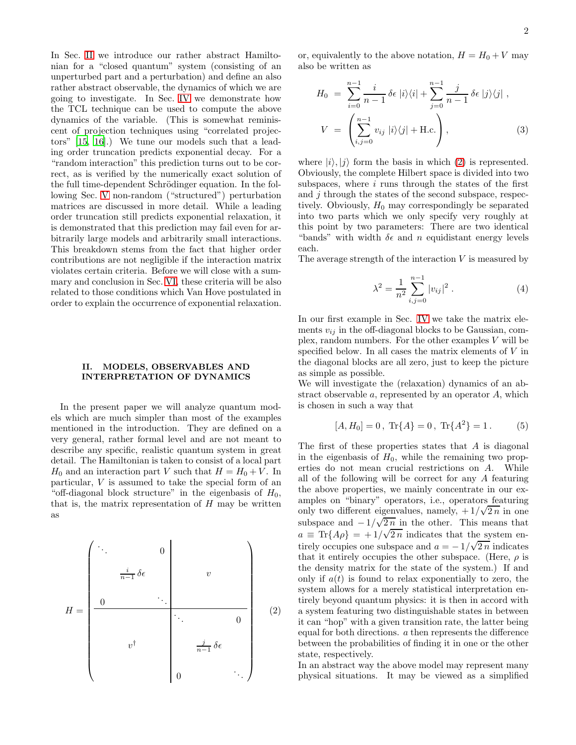In Sec. II we introduce our rather abstract Hamiltonian for a "closed quantum" system (consisting of an unperturbed part and a perturbation) and define an also rather abstract observable, the dynamics of which we are going to investigate. In Sec. IV we demonstrate how the TCL technique can be used to compute the above dynamics of the variable. (This is somewhat reminiscent of projection techniques using "correlated projectors" [15, 16].) We tune our models such that a leading order truncation predicts exponential decay. For a "random interaction" this prediction turns out to be correct, as is verified by the numerically exact solution of the full time-dependent Schrödinger equation. In the following Sec. V non-random ("structured") perturbation matrices are discussed in more detail. While a leading order truncation still predicts exponential relaxation, it is demonstrated that this prediction may fail even for arbitrarily large models and arbitrarily small interactions. This breakdown stems from the fact that higher order contributions are not negligible if the interaction matrix violates certain criteria. Before we will close with a summary and conclusion in Sec. VI, these criteria will be also related to those conditions which Van Hove postulated in order to explain the occurrence of exponential relaxation.

## II. MODELS, OBSERVABLES AND INTERPRETATION OF DYNAMICS

In the present paper we will analyze quantum models which are much simpler than most of the examples mentioned in the introduction. They are defined on a very general, rather formal level and are not meant to describe any specific, realistic quantum system in great detail. The Hamiltonian is taken to consist of a local part $H_0$ and an interaction part $V$ such that $H = H_0 + V$. In particular, $V$ is assumed to take the special form of an "off-diagonal block structure" in the eigenbasis of $H_0$, that is, the matrix representation of $H$ may be written as

$$
H = \left(\begin{array}{ccc|ccc}
\ddots & & 0 & & & \\
 & \frac{i}{n-1}\,\delta\epsilon & & & v & \\
0 & & \ddots & & & \\
\hline
 & & & \ddots & & 0 \\
 & v^\dagger & & & \frac{j}{n-1}\,\delta\epsilon & \\
 & & & 0 & & \ddots
\end{array}\right) \qquad (2)
$$

or, equivalently to the above notation, $H = H_0 + V$ may also be written as

$$
\begin{aligned}
H_0 &= \sum_{i=0}^{n-1} \frac{i}{n-1}\,\delta\epsilon\;|i\rangle\langle i| + \sum_{j=0}^{n-1} \frac{j}{n-1}\,\delta\epsilon\;|j\rangle\langle j|\,, \\
V &= \left( \sum_{i,j=0}^{n-1} v_{ij}\;|i\rangle\langle j| + \mathrm{H.c.} \right), 
\end{aligned} \qquad (3)
$$

where $|i\rangle, |j\rangle$ form the basis in which (2) is represented. Obviously, the complete Hilbert space is divided into two subspaces, where $i$ runs through the states of the first and $j$ through the states of the second subspace, respectively. Obviously, $H_0$ may correspondingly be separated into two parts which we only specify very roughly at this point by two parameters: There are two identical "bands" with width $\delta\epsilon$ and $n$ equidistant energy levels each.

The average strength of the interaction $V$ is measured by

$$
\lambda^2 = \frac{1}{n^2} \sum_{i,j=0}^{n-1} |v_{ij}|^2\,. \qquad (4)
$$

In our first example in Sec. IV we take the matrix elements $v_{ij}$ in the off-diagonal blocks to be Gaussian, complex, random numbers. For the other examples $V$ will be specified below. In all cases the matrix elements of $V$ in the diagonal blocks are all zero, just to keep the picture as simple as possible.

We will investigate the (relaxation) dynamics of an abstract observable $a$, represented by an operator $A$, which is chosen in such a way that

$$
[A, H_0] = 0\,,\ \mathrm{Tr}\{A\} = 0\,,\ \mathrm{Tr}\{A^2\} = 1\,. \qquad (5)
$$

The first of these properties states that $A$ is diagonal in the eigenbasis of $H_0$, while the remaining two properties do not mean crucial restrictions on $A$. While all of the following will be correct for any $A$ featuring the above properties, we mainly concentrate in our examples on "binary" operators, i.e., operators featuring only two different eigenvalues, namely, $+1/\sqrt{2\,n}$ in one subspace and $-1/\sqrt{2\,n}$ in the other. This means that $a \equiv \mathrm{Tr}\{A\rho\} = +1/\sqrt{2\,n}$ indicates that the system entirely occupies one subspace and $a = -1/\sqrt{2\,n}$ indicates that it entirely occupies the other subspace. (Here, $\rho$ is the density matrix for the state of the system.) If and only if $a(t)$ is found to relax exponentially to zero, the system allows for a merely statistical interpretation entirely beyond quantum physics: it is then in accord with a system featuring two distinguishable states in between it can "hop" with a given transition rate, the latter being equal for both directions. $a$ then represents the difference between the probabilities of finding it in one or the other state, respectively.

In an abstract way the above model may represent many physical situations. It may be viewed as a simplified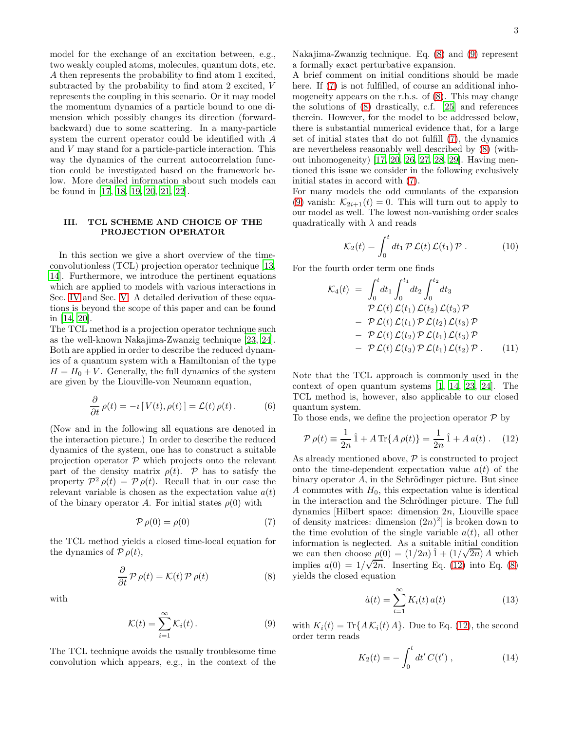model for the exchange of an excitation between, e.g., two weakly coupled atoms, molecules, quantum dots, etc. $A$ then represents the probability to find atom 1 excited, subtracted by the probability to find atom 2 excited, $V$ represents the coupling in this scenario. Or it may model the momentum dynamics of a particle bound to one dimension which possibly changes its direction (forward-backward) due to some scattering. In a many-particle system the current operator could be identified with $A$ and $V$ may stand for a particle-particle interaction. This way the dynamics of the current autocorrelation function could be investigated based on the framework below. More detailed information about such models can be found in [17, 18, 19, 20, 21, 22].

## III. TCL SCHEME AND CHOICE OF THE PROJECTION OPERATOR

In this section we give a short overview of the time-convolutionless (TCL) projection operator technique [13, 14]. Furthermore, we introduce the pertinent equations which are applied to models with various interactions in Sec. IV and Sec. V. A detailed derivation of these equations is beyond the scope of this paper and can be found in [14, 20].

The TCL method is a projection operator technique such as the well-known Nakajima-Zwanzig technique [23, 24]. Both are applied in order to describe the reduced dynamics of a quantum system with a Hamiltonian of the type $H = H_0 + V$. Generally, the full dynamics of the system are given by the Liouville-von Neumann equation,

$$\frac{\partial}{\partial t}\,\rho(t) = -\imath\,[\,V(t), \rho(t)\,] = \mathcal{L}(t)\,\rho(t)\,. \tag{6}$$

(Now and in the following all equations are denoted in the interaction picture.) In order to describe the reduced dynamics of the system, one has to construct a suitable projection operator $\mathcal{P}$ which projects onto the relevant part of the density matrix $\rho(t)$. $\mathcal{P}$ has to satisfy the property $\mathcal{P}^2\,\rho(t) = \mathcal{P}\,\rho(t)$. Recall that in our case the relevant variable is chosen as the expectation value $a(t)$ of the binary operator $A$. For initial states $\rho(0)$ with

$$\mathcal{P}\,\rho(0) = \rho(0) \tag{7}$$

the TCL method yields a closed time-local equation for the dynamics of $\mathcal{P}\,\rho(t)$,

$$\frac{\partial}{\partial t}\,\mathcal{P}\,\rho(t) = \mathcal{K}(t)\,\mathcal{P}\,\rho(t) \tag{8}$$

with

$$\mathcal{K}(t) = \sum_{i=1}^{\infty} \mathcal{K}_i(t)\,. \tag{9}$$

The TCL technique avoids the usually troublesome time convolution which appears, e.g., in the context of the Nakajima-Zwanzig technique. Eq. (8) and (9) represent a formally exact perturbative expansion.

A brief comment on initial conditions should be made here. If (7) is not fulfilled, of course an additional inhomogeneity appears on the r.h.s. of (8). This may change the solutions of (8) drastically, c.f. [25] and references therein. However, for the model to be addressed below, there is substantial numerical evidence that, for a large set of initial states that do not fulfill (7), the dynamics are nevertheless reasonably well described by (8) (without inhomogeneity) [17, 20, 26, 27, 28, 29]. Having mentioned this issue we consider in the following exclusively initial states in accord with (7).

For many models the odd cumulants of the expansion (9) vanish: $\mathcal{K}_{2i+1}(t) = 0$. This will turn out to apply to our model as well. The lowest non-vanishing order scales quadratically with $\lambda$ and reads

$$\mathcal{K}_2(t) = \int_0^t dt_1\,\mathcal{P}\,\mathcal{L}(t)\,\mathcal{L}(t_1)\,\mathcal{P}\,. \tag{10}$$

For the fourth order term one finds

$$\begin{aligned}
\mathcal{K}_4(t) \;=\; & \int_0^t dt_1 \int_0^{t_1} dt_2 \int_0^{t_2} dt_3 \\
& \mathcal{P}\,\mathcal{L}(t)\,\mathcal{L}(t_1)\,\mathcal{L}(t_2)\,\mathcal{L}(t_3)\,\mathcal{P} \\
& -\; \mathcal{P}\,\mathcal{L}(t)\,\mathcal{L}(t_1)\,\mathcal{P}\,\mathcal{L}(t_2)\,\mathcal{L}(t_3)\,\mathcal{P} \\
& -\; \mathcal{P}\,\mathcal{L}(t)\,\mathcal{L}(t_2)\,\mathcal{P}\,\mathcal{L}(t_1)\,\mathcal{L}(t_3)\,\mathcal{P} \\
& -\; \mathcal{P}\,\mathcal{L}(t)\,\mathcal{L}(t_3)\,\mathcal{P}\,\mathcal{L}(t_1)\,\mathcal{L}(t_2)\,\mathcal{P}\,.
\end{aligned} \tag{11}$$

Note that the TCL approach is commonly used in the context of open quantum systems [1, 14, 23, 24]. The TCL method is, however, also applicable to our closed quantum system.

To those ends, we define the projection operator $\mathcal{P}$ by

$$\mathcal{P}\,\rho(t) \equiv \frac{1}{2n}\,\hat{1} + A\,\mathrm{Tr}\{A\,\rho(t)\} = \frac{1}{2n}\,\hat{1} + A\,a(t)\,. \tag{12}$$

As already mentioned above, $\mathcal{P}$ is constructed to project onto the time-dependent expectation value $a(t)$ of the binary operator $A$, in the Schrödinger picture. But since $A$ commutes with $H_0$, this expectation value is identical in the interaction and the Schrödinger picture. The full dynamics [Hilbert space: dimension $2n$, Liouville space of density matrices: dimension $(2n)^2$] is broken down to the time evolution of the single variable $a(t)$, all other information is neglected. As a suitable initial condition we can then choose $\rho(0) = (1/2n)\,\hat{1} + (1/\sqrt{2n})\,A$ which implies $a(0) = 1/\sqrt{2n}$. Inserting Eq. (12) into Eq. (8) yields the closed equation

$$\dot{a}(t) = \sum_{i=1}^{\infty} K_i(t)\,a(t) \tag{13}$$

with $K_i(t) = \mathrm{Tr}\{A\,\mathcal{K}_i(t)\,A\}$. Due to Eq. (12), the second order term reads

$$K_2(t) = -\int_0^t dt'\,C(t')\,, \tag{14}$$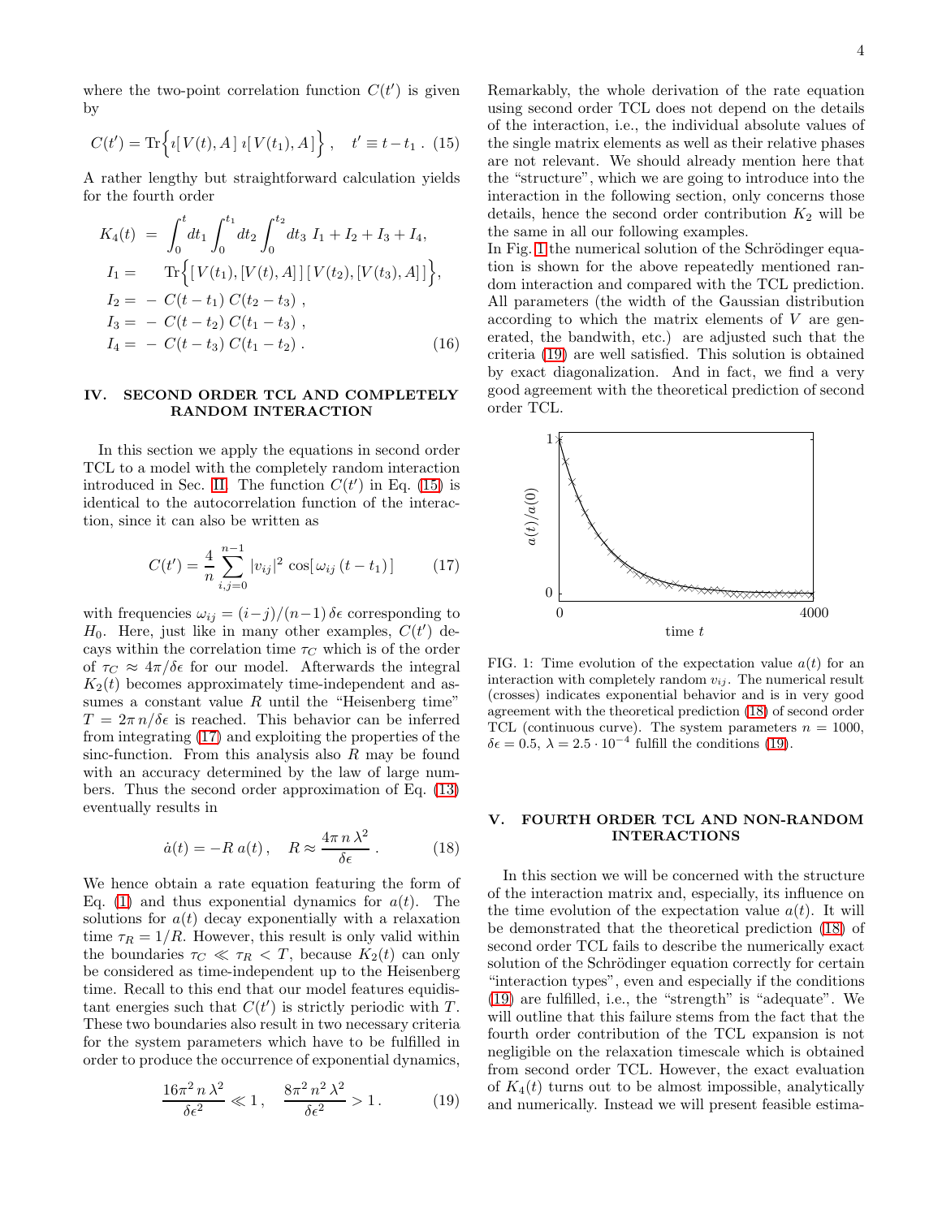where the two-point correlation function $C(t')$ is given by

$$C(t') = \mathrm{Tr}\Big\{ \imath[\, V(t), A\,]\, \imath[\, V(t_1), A\,] \Big\}\,, \quad t' \equiv t - t_1\,. \tag{15}$$

A rather lengthy but straightforward calculation yields for the fourth order

$$\begin{aligned}
K_4(t) \;&=\; \int_0^t dt_1 \int_0^{t_1} dt_2 \int_0^{t_2} dt_3 \; I_1 + I_2 + I_3 + I_4, \\
I_1 =& \quad \mathrm{Tr}\Big\{ [\, V(t_1), [V(t), A]\,]\, [\, V(t_2), [V(t_3), A]\,] \Big\}, \\
I_2 =& \; - \; C(t - t_1)\, C(t_2 - t_3)\;, \\
I_3 =& \; - \; C(t - t_2)\, C(t_1 - t_3)\;, \\
I_4 =& \; - \; C(t - t_3)\, C(t_1 - t_2)\;.
\end{aligned} \tag{16}$$

## IV. SECOND ORDER TCL AND COMPLETELY RANDOM INTERACTION

In this section we apply the equations in second order TCL to a model with the completely random interaction introduced in Sec. II. The function $C(t')$ in Eq. (15) is identical to the autocorrelation function of the interaction, since it can also be written as

$$C(t') = \frac{4}{n} \sum_{i,j=0}^{n-1} |v_{ij}|^2 \cos[\, \omega_{ij}\,(t - t_1)\,] \tag{17}$$

with frequencies $\omega_{ij} = (i-j)/(n-1)\,\delta\epsilon$ corresponding to $H_0$. Here, just like in many other examples, $C(t')$ decays within the correlation time $\tau_C$ which is of the order of $\tau_C \approx 4\pi/\delta\epsilon$ for our model. Afterwards the integral $K_2(t)$ becomes approximately time-independent and assumes a constant value $R$ until the "Heisenberg time" $T = 2\pi\, n/\delta\epsilon$ is reached. This behavior can be inferred from integrating (17) and exploiting the properties of the sinc-function. From this analysis also $R$ may be found with an accuracy determined by the law of large numbers. Thus the second order approximation of Eq. (13) eventually results in

$$\dot{a}(t) = -R\; a(t)\,, \quad R \approx \frac{4\pi\, n\, \lambda^2}{\delta\epsilon}\,. \tag{18}$$

We hence obtain a rate equation featuring the form of Eq. (1) and thus exponential dynamics for $a(t)$. The solutions for $a(t)$ decay exponentially with a relaxation time $\tau_R = 1/R$. However, this result is only valid within the boundaries $\tau_C \ll \tau_R < T$, because $K_2(t)$ can only be considered as time-independent up to the Heisenberg time. Recall to this end that our model features equidistant energies such that $C(t')$ is strictly periodic with $T$. These two boundaries also result in two necessary criteria for the system parameters which have to be fulfilled in order to produce the occurrence of exponential dynamics,

$$\frac{16\pi^2\, n\, \lambda^2}{\delta\epsilon^2} \ll 1\,, \quad \frac{8\pi^2\, n^2\, \lambda^2}{\delta\epsilon^2} > 1\,. \tag{19}$$

Remarkably, the whole derivation of the rate equation using second order TCL does not depend on the details of the interaction, i.e., the individual absolute values of the single matrix elements as well as their relative phases are not relevant. We should already mention here that the "structure", which we are going to introduce into the interaction in the following section, only concerns those details, hence the second order contribution $K_2$ will be the same in all our following examples.

In Fig. 1 the numerical solution of the Schrödinger equation is shown for the above repeatedly mentioned random interaction and compared with the TCL prediction. All parameters (the width of the Gaussian distribution according to which the matrix elements of $V$ are generated, the bandwith, etc.) are adjusted such that the criteria (19) are well satisfied. This solution is obtained by exact diagonalization. And in fact, we find a very good agreement with the theoretical prediction of second order TCL.

FIG. 1: Time evolution of the expectation value $a(t)$ for an interaction with completely random $v_{ij}$. The numerical result (crosses) indicates exponential behavior and is in very good agreement with the theoretical prediction (18) of second order TCL (continuous curve). The system parameters $n = 1000$, $\delta\epsilon = 0.5$, $\lambda = 2.5 \cdot 10^{-4}$ fulfill the conditions (19).

## V. FOURTH ORDER TCL AND NON-RANDOM INTERACTIONS

In this section we will be concerned with the structure of the interaction matrix and, especially, its influence on the time evolution of the expectation value $a(t)$. It will be demonstrated that the theoretical prediction (18) of second order TCL fails to describe the numerically exact solution of the Schrödinger equation correctly for certain "interaction types", even and especially if the conditions (19) are fulfilled, i.e., the "strength" is "adequate". We will outline that this failure stems from the fact that the fourth order contribution of the TCL expansion is not negligible on the relaxation timescale which is obtained from second order TCL. However, the exact evaluation of $K_4(t)$ turns out to be almost impossible, analytically and numerically. Instead we will present feasible estima-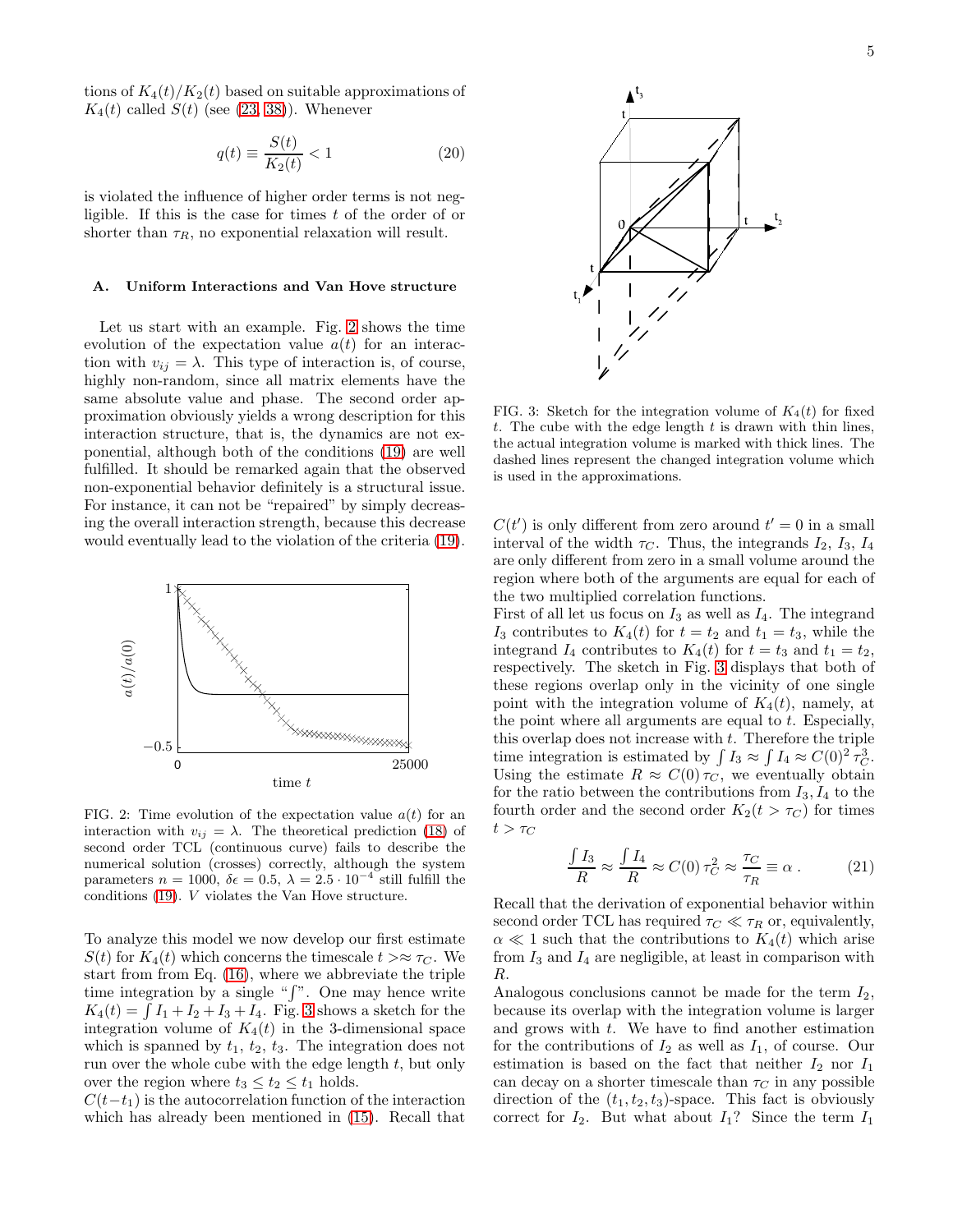tions of $K_4(t)/K_2(t)$ based on suitable approximations of $K_4(t)$ called $S(t)$ (see [23, 38]). Whenever

$$q(t) \equiv \frac{S(t)}{K_2(t)} < 1 \tag{20}$$

is violated the influence of higher order terms is not negligible. If this is the case for times $t$ of the order of or shorter than $\tau_R$, no exponential relaxation will result.

### A. Uniform Interactions and Van Hove structure

Let us start with an example. Fig. 2 shows the time evolution of the expectation value $a(t)$ for an interaction with $v_{ij} = \lambda$. This type of interaction is, of course, highly non-random, since all matrix elements have the same absolute value and phase. The second order approximation obviously yields a wrong description for this interaction structure, that is, the dynamics are not exponential, although both of the conditions (19) are well fulfilled. It should be remarked again that the observed non-exponential behavior definitely is a structural issue. For instance, it can not be "repaired" by simply decreasing the overall interaction strength, because this decrease would eventually lead to the violation of the criteria (19).

FIG. 2: Time evolution of the expectation value $a(t)$ for an interaction with $v_{ij} = \lambda$. The theoretical prediction (18) of second order TCL (continuous curve) fails to describe the numerical solution (crosses) correctly, although the system parameters $n = 1000$, $\delta\epsilon = 0.5$, $\lambda = 2.5 \cdot 10^{-4}$ still fulfill the conditions (19). $V$ violates the Van Hove structure.

To analyze this model we now develop our first estimate $S(t)$ for $K_4(t)$ which concerns the timescale $t >\approx \tau_C$. We start from from Eq. (16), where we abbreviate the triple time integration by a single "$\int$". One may hence write $K_4(t) = \int I_1 + I_2 + I_3 + I_4$. Fig. 3 shows a sketch for the integration volume of $K_4(t)$ in the 3-dimensional space which is spanned by $t_1$, $t_2$, $t_3$. The integration does not run over the whole cube with the edge length $t$, but only over the region where $t_3 \leq t_2 \leq t_1$ holds.
$C(t-t_1)$ is the autocorrelation function of the interaction which has already been mentioned in (15). Recall that $C(t')$ is only different from zero around $t' = 0$ in a small interval of the width $\tau_C$. Thus, the integrands $I_2$, $I_3$, $I_4$ are only different from zero in a small volume around the region where both of the arguments are equal for each of the two multiplied correlation functions.

FIG. 3: Sketch for the integration volume of $K_4(t)$ for fixed $t$. The cube with the edge length $t$ is drawn with thin lines, the actual integration volume is marked with thick lines. The dashed lines represent the changed integration volume which is used in the approximations.

First of all let us focus on $I_3$ as well as $I_4$. The integrand $I_3$ contributes to $K_4(t)$ for $t = t_2$ and $t_1 = t_3$, while the integrand $I_4$ contributes to $K_4(t)$ for $t = t_3$ and $t_1 = t_2$, respectively. The sketch in Fig. 3 displays that both of these regions overlap only in the vicinity of one single point with the integration volume of $K_4(t)$, namely, at the point where all arguments are equal to $t$. Especially, this overlap does not increase with $t$. Therefore the triple time integration is estimated by $\int I_3 \approx \int I_4 \approx C(0)^2 \, \tau_C^3$. Using the estimate $R \approx C(0) \, \tau_C$, we eventually obtain for the ratio between the contributions from $I_3, I_4$ to the fourth order and the second order $K_2(t > \tau_C)$ for times $t > \tau_C$

$$\frac{\int I_3}{R} \approx \frac{\int I_4}{R} \approx C(0) \, \tau_C^2 \approx \frac{\tau_C}{\tau_R} \equiv \alpha \, . \tag{21}$$

Recall that the derivation of exponential behavior within second order TCL has required $\tau_C \ll \tau_R$ or, equivalently, $\alpha \ll 1$ such that the contributions to $K_4(t)$ which arise from $I_3$ and $I_4$ are negligible, at least in comparison with $R$.
Analogous conclusions cannot be made for the term $I_2$, because its overlap with the integration volume is larger and grows with $t$. We have to find another estimation for the contributions of $I_2$ as well as $I_1$, of course. Our estimation is based on the fact that neither $I_2$ nor $I_1$ can decay on a shorter timescale than $\tau_C$ in any possible direction of the $(t_1, t_2, t_3)$-space. This fact is obviously correct for $I_2$. But what about $I_1$? Since the term $I_1$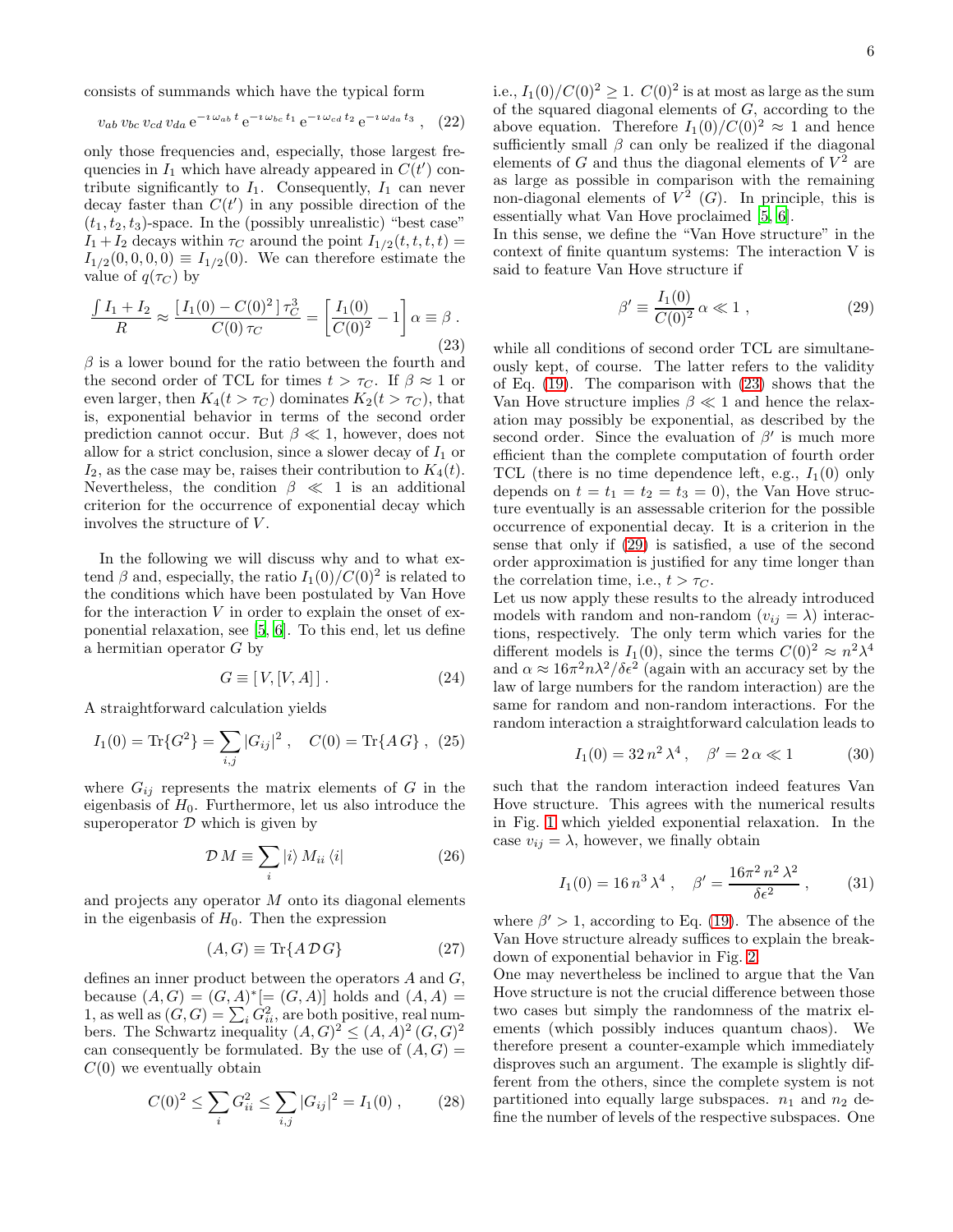consists of summands which have the typical form

$$v_{ab}\, v_{bc}\, v_{cd}\, v_{da}\, \mathrm{e}^{-\imath\,\omega_{ab}\,t}\, \mathrm{e}^{-\imath\,\omega_{bc}\,t_1}\, \mathrm{e}^{-\imath\,\omega_{cd}\,t_2}\, \mathrm{e}^{-\imath\,\omega_{da}\,t_3}\ , \quad (22)$$

only those frequencies and, especially, those largest frequencies in $I_1$ which have already appeared in $C(t')$ contribute significantly to $I_1$. Consequently, $I_1$ can never decay faster than $C(t')$ in any possible direction of the $(t_1, t_2, t_3)$-space. In the (possibly unrealistic) "best case" $I_1 + I_2$ decays within $\tau_C$ around the point $I_{1/2}(t,t,t,t) = I_{1/2}(0,0,0,0) \equiv I_{1/2}(0)$. We can therefore estimate the value of $q(\tau_C)$ by

$$\frac{\int I_1 + I_2}{R} \approx \frac{[\,I_1(0) - C(0)^2\,]\,\tau_C^3}{C(0)\,\tau_C} = \left[\frac{I_1(0)}{C(0)^2} - 1\right]\alpha \equiv \beta\ . \quad (23)$$

$\beta$ is a lower bound for the ratio between the fourth and the second order of TCL for times $t > \tau_C$. If $\beta \approx 1$ or even larger, then $K_4(t > \tau_C)$ dominates $K_2(t > \tau_C)$, that is, exponential behavior in terms of the second order prediction cannot occur. But $\beta \ll 1$, however, does not allow for a strict conclusion, since a slower decay of $I_1$ or $I_2$, as the case may be, raises their contribution to $K_4(t)$. Nevertheless, the condition $\beta \ll 1$ is an additional criterion for the occurrence of exponential decay which involves the structure of $V$.

In the following we will discuss why and to what extend $\beta$ and, especially, the ratio $I_1(0)/C(0)^2$ is related to the conditions which have been postulated by Van Hove for the interaction $V$ in order to explain the onset of exponential relaxation, see [5, 6]. To this end, let us define a hermitian operator $G$ by

$$G \equiv [\,V, [V, A]\,]\ . \quad (24)$$

A straightforward calculation yields

$$I_1(0) = \mathrm{Tr}\{G^2\} = \sum_{i,j} |G_{ij}|^2\ , \quad C(0) = \mathrm{Tr}\{A\,G\}\ , \quad (25)$$

where $G_{ij}$ represents the matrix elements of $G$ in the eigenbasis of $H_0$. Furthermore, let us also introduce the superoperator $\mathcal{D}$ which is given by

$$\mathcal{D}\,M \equiv \sum_i |i\rangle\, M_{ii}\, \langle i| \quad (26)$$

and projects any operator $M$ onto its diagonal elements in the eigenbasis of $H_0$. Then the expression

$$(A, G) \equiv \mathrm{Tr}\{A\,\mathcal{D}\,G\} \quad (27)$$

defines an inner product between the operators $A$ and $G$, because $(A,G) = (G,A)^*[= (G,A)]$ holds and $(A,A) = 1$, as well as $(G,G) = \sum_i G_{ii}^2$, are both positive, real numbers. The Schwartz inequality $(A,G)^2 \leq (A,A)^2\,(G,G)^2$ can consequently be formulated. By the use of $(A,G) = C(0)$ we eventually obtain

$$C(0)^2 \leq \sum_i G_{ii}^2 \leq \sum_{i,j} |G_{ij}|^2 = I_1(0)\ , \quad (28)$$

i.e., $I_1(0)/C(0)^2 \geq 1$. $C(0)^2$ is at most as large as the sum of the squared diagonal elements of $G$, according to the above equation. Therefore $I_1(0)/C(0)^2 \approx 1$ and hence sufficiently small $\beta$ can only be realized if the diagonal elements of $G$ and thus the diagonal elements of $V^2$ are as large as possible in comparison with the remaining non-diagonal elements of $V^2$ ($G$). In principle, this is essentially what Van Hove proclaimed [5, 6].

In this sense, we define the "Van Hove structure" in the context of finite quantum systems: The interaction V is said to feature Van Hove structure if

$$\beta' \equiv \frac{I_1(0)}{C(0)^2}\,\alpha \ll 1\ , \quad (29)$$

while all conditions of second order TCL are simultaneously kept, of course. The latter refers to the validity of Eq. (19). The comparison with (23) shows that the Van Hove structure implies $\beta \ll 1$ and hence the relaxation may possibly be exponential, as described by the second order. Since the evaluation of $\beta'$ is much more efficient than the complete computation of fourth order TCL (there is no time dependence left, e.g., $I_1(0)$ only depends on $t = t_1 = t_2 = t_3 = 0$), the Van Hove structure eventually is an assessable criterion for the possible occurrence of exponential decay. It is a criterion in the sense that only if (29) is satisfied, a use of the second order approximation is justified for any time longer than the correlation time, i.e., $t > \tau_C$.

Let us now apply these results to the already introduced models with random and non-random ($v_{ij} = \lambda$) interactions, respectively. The only term which varies for the different models is $I_1(0)$, since the terms $C(0)^2 \approx n^2\lambda^4$ and $\alpha \approx 16\pi^2 n\lambda^2/\delta\epsilon^2$ (again with an accuracy set by the law of large numbers for the random interaction) are the same for random and non-random interactions. For the random interaction a straightforward calculation leads to

$$I_1(0) = 32\,n^2\,\lambda^4\ , \quad \beta' = 2\,\alpha \ll 1 \quad (30)$$

such that the random interaction indeed features Van Hove structure. This agrees with the numerical results in Fig. 1 which yielded exponential relaxation. In the case $v_{ij} = \lambda$, however, we finally obtain

$$I_1(0) = 16\,n^3\,\lambda^4\ , \quad \beta' = \frac{16\pi^2\,n^2\,\lambda^2}{\delta\epsilon^2}\ , \quad (31)$$

where $\beta' > 1$, according to Eq. (19). The absence of the Van Hove structure already suffices to explain the breakdown of exponential behavior in Fig. 2.

One may nevertheless be inclined to argue that the Van Hove structure is not the crucial difference between those two cases but simply the randomness of the matrix elements (which possibly induces quantum chaos). We therefore present a counter-example which immediately disproves such an argument. The example is slightly different from the others, since the complete system is not partitioned into equally large subspaces. $n_1$ and $n_2$ define the number of levels of the respective subspaces. One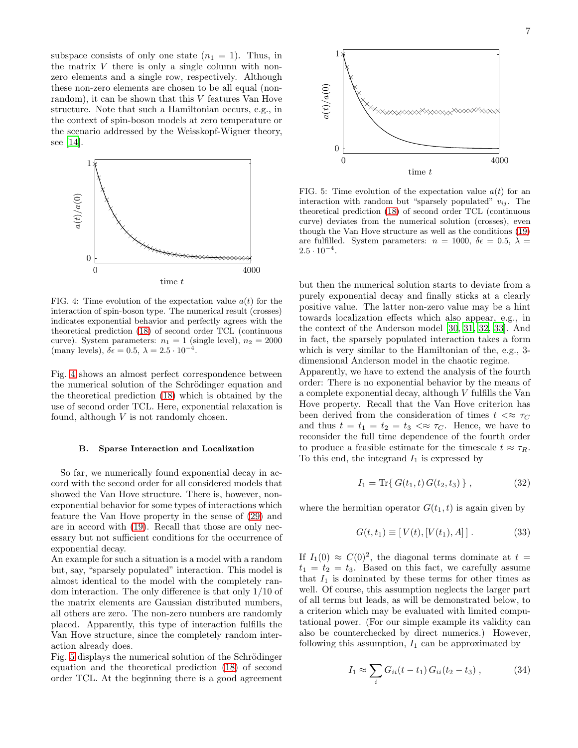subspace consists of only one state ($n_1 = 1$). Thus, in the matrix $V$ there is only a single column with non-zero elements and a single row, respectively. Although these non-zero elements are chosen to be all equal (non-random), it can be shown that this $V$ features Van Hove structure. Note that such a Hamiltonian occurs, e.g., in the context of spin-boson models at zero temperature or the scenario addressed by the Weisskopf-Wigner theory, see [14].

FIG. 4: Time evolution of the expectation value $a(t)$ for the interaction of spin-boson type. The numerical result (crosses) indicates exponential behavior and perfectly agrees with the theoretical prediction (18) of second order TCL (continuous curve). System parameters: $n_1 = 1$ (single level), $n_2 = 2000$ (many levels), $\delta\epsilon = 0.5$, $\lambda = 2.5 \cdot 10^{-4}$.

Fig. 4 shows an almost perfect correspondence between the numerical solution of the Schrödinger equation and the theoretical prediction (18) which is obtained by the use of second order TCL. Here, exponential relaxation is found, although $V$ is not randomly chosen.

### B. Sparse Interaction and Localization

So far, we numerically found exponential decay in accord with the second order for all considered models that showed the Van Hove structure. There is, however, non-exponential behavior for some types of interactions which feature the Van Hove property in the sense of (29) and are in accord with (19). Recall that those are only necessary but not sufficient conditions for the occurrence of exponential decay.

An example for such a situation is a model with a random but, say, "sparsely populated" interaction. This model is almost identical to the model with the completely random interaction. The only difference is that only 1/10 of the matrix elements are Gaussian distributed numbers, all others are zero. The non-zero numbers are randomly placed. Apparently, this type of interaction fulfills the Van Hove structure, since the completely random interaction already does.

Fig. 5 displays the numerical solution of the Schrödinger equation and the theoretical prediction (18) of second order TCL. At the beginning there is a good agreement but then the numerical solution starts to deviate from a purely exponential decay and finally sticks at a clearly positive value. The latter non-zero value may be a hint towards localization effects which also appear, e.g., in the context of the Anderson model [30, 31, 32, 33]. And in fact, the sparsely populated interaction takes a form which is very similar to the Hamiltonian of the, e.g., 3-dimensional Anderson model in the chaotic regime.

FIG. 5: Time evolution of the expectation value $a(t)$ for an interaction with random but "sparsely populated" $v_{ij}$. The theoretical prediction (18) of second order TCL (continuous curve) deviates from the numerical solution (crosses), even though the Van Hove structure as well as the conditions (19) are fulfilled. System parameters: $n = 1000$, $\delta\epsilon = 0.5$, $\lambda = 2.5 \cdot 10^{-4}$.

Apparently, we have to extend the analysis of the fourth order: There is no exponential behavior by the means of a complete exponential decay, although $V$ fulfills the Van Hove property. Recall that the Van Hove criterion has been derived from the consideration of times $t <\approx \tau_C$ and thus $t = t_1 = t_2 = t_3 <\approx \tau_C$. Hence, we have to reconsider the full time dependence of the fourth order to produce a feasible estimate for the timescale $t \approx \tau_R$. To this end, the integrand $I_1$ is expressed by

$$I_1 = \mathrm{Tr}\{\, G(t_1, t)\, G(t_2, t_3)\,\} \,, \tag{32}$$

where the hermitian operator $G(t_1, t)$ is again given by

$$G(t, t_1) \equiv [\, V(t), [V(t_1), A]\,] \,. \tag{33}$$

If $I_1(0) \approx C(0)^2$, the diagonal terms dominate at $t = t_1 = t_2 = t_3$. Based on this fact, we carefully assume that $I_1$ is dominated by these terms for other times as well. Of course, this assumption neglects the larger part of all terms but leads, as will be demonstrated below, to a criterion which may be evaluated with limited computational power. (For our simple example its validity can also be counterchecked by direct numerics.) However, following this assumption, $I_1$ can be approximated by

$$I_1 \approx \sum_i G_{ii}(t - t_1)\, G_{ii}(t_2 - t_3) \,, \tag{34}$$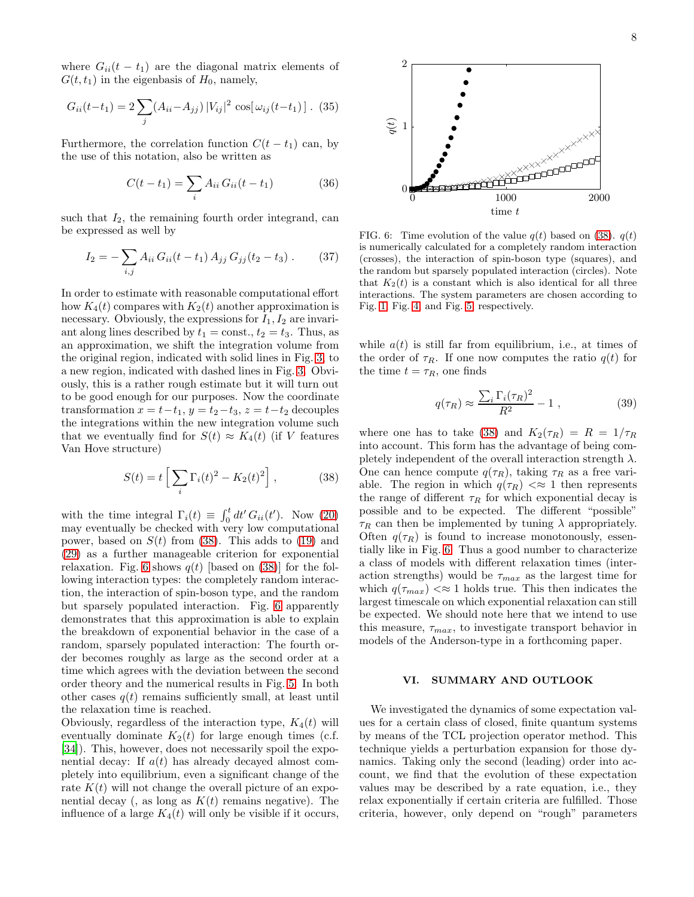where $G_{ii}(t-t_1)$ are the diagonal matrix elements of $G(t,t_1)$ in the eigenbasis of $H_0$, namely,

$$G_{ii}(t-t_1) = 2\sum_j (A_{ii}-A_{jj})\,|V_{ij}|^2\,\cos[\,\omega_{ij}(t-t_1)\,]\;. \quad (35)$$

Furthermore, the correlation function $C(t-t_1)$ can, by the use of this notation, also be written as

$$C(t-t_1) = \sum_i A_{ii}\,G_{ii}(t-t_1) \quad (36)$$

such that $I_2$, the remaining fourth order integrand, can be expressed as well by

$$I_2 = -\sum_{i,j} A_{ii}\,G_{ii}(t-t_1)\,A_{jj}\,G_{jj}(t_2-t_3)\;. \quad (37)$$

In order to estimate with reasonable computational effort how $K_4(t)$ compares with $K_2(t)$ another approximation is necessary. Obviously, the expressions for $I_1, I_2$ are invariant along lines described by $t_1 = \text{const.}, t_2 = t_3$. Thus, as an approximation, we shift the integration volume from the original region, indicated with solid lines in Fig. 3, to a new region, indicated with dashed lines in Fig. 3. Obviously, this is a rather rough estimate but it will turn out to be good enough for our purposes. Now the coordinate transformation $x = t-t_1$, $y = t_2-t_3$, $z = t-t_2$ decouples the integrations within the new integration volume such that we eventually find for $S(t) \approx K_4(t)$ (if $V$ features Van Hove structure)

$$S(t) = t\,\Big[\sum_i \Gamma_i(t)^2 - K_2(t)^2\Big]\;, \quad (38)$$

with the time integral $\Gamma_i(t) \equiv \int_0^t dt'\,G_{ii}(t')$. Now (20) may eventually be checked with very low computational power, based on $S(t)$ from (38). This adds to (19) and (29) as a further manageable criterion for exponential relaxation. Fig. 6 shows $q(t)$ [based on (38)] for the following interaction types: the completely random interaction, the interaction of spin-boson type, and the random but sparsely populated interaction. Fig. 6 apparently demonstrates that this approximation is able to explain the breakdown of exponential behavior in the case of a random, sparsely populated interaction: The fourth order becomes roughly as large as the second order at a time which agrees with the deviation between the second order theory and the numerical results in Fig. 5. In both other cases $q(t)$ remains sufficiently small, at least until the relaxation time is reached.

Obviously, regardless of the interaction type, $K_4(t)$ will eventually dominate $K_2(t)$ for large enough times (c.f. [34]). This, however, does not necessarily spoil the exponential decay: If $a(t)$ has already decayed almost completely into equilibrium, even a significant change of the rate $K(t)$ will not change the overall picture of an exponential decay (, as long as $K(t)$ remains negative). The influence of a large $K_4(t)$ will only be visible if it occurs, while $a(t)$ is still far from equilibrium, i.e., at times of the order of $\tau_R$. If one now computes the ratio $q(t)$ for the time $t = \tau_R$, one finds

$$q(\tau_R) \approx \frac{\sum_i \Gamma_i(\tau_R)^2}{R^2} - 1\;, \quad (39)$$

where one has to take (38) and $K_2(\tau_R) = R = 1/\tau_R$ into account. This form has the advantage of being completely independent of the overall interaction strength $\lambda$. One can hence compute $q(\tau_R)$, taking $\tau_R$ as a free variable. The region in which $q(\tau_R) <\approx 1$ then represents the range of different $\tau_R$ for which exponential decay is possible and to be expected. The different "possible" $\tau_R$ can then be implemented by tuning $\lambda$ appropriately. Often $q(\tau_R)$ is found to increase monotonously, essentially like in Fig. 6. Thus a good number to characterize a class of models with different relaxation times (interaction strengths) would be $\tau_{max}$ as the largest time for which $q(\tau_{max}) <\approx 1$ holds true. This then indicates the largest timescale on which exponential relaxation can still be expected. We should note here that we intend to use this measure, $\tau_{max}$, to investigate transport behavior in models of the Anderson-type in a forthcoming paper.

FIG. 6: Time evolution of the value $q(t)$ based on (38). $q(t)$ is numerically calculated for a completely random interaction (crosses), the interaction of spin-boson type (squares), and the random but sparsely populated interaction (circles). Note that $K_2(t)$ is a constant which is also identical for all three interactions. The system parameters are chosen according to Fig. 1, Fig. 4, and Fig. 5, respectively.

## VI. SUMMARY AND OUTLOOK

We investigated the dynamics of some expectation values for a certain class of closed, finite quantum systems by means of the TCL projection operator method. This technique yields a perturbation expansion for those dynamics. Taking only the second (leading) order into account, we find that the evolution of these expectation values may be described by a rate equation, i.e., they relax exponentially if certain criteria are fulfilled. Those criteria, however, only depend on "rough" parameters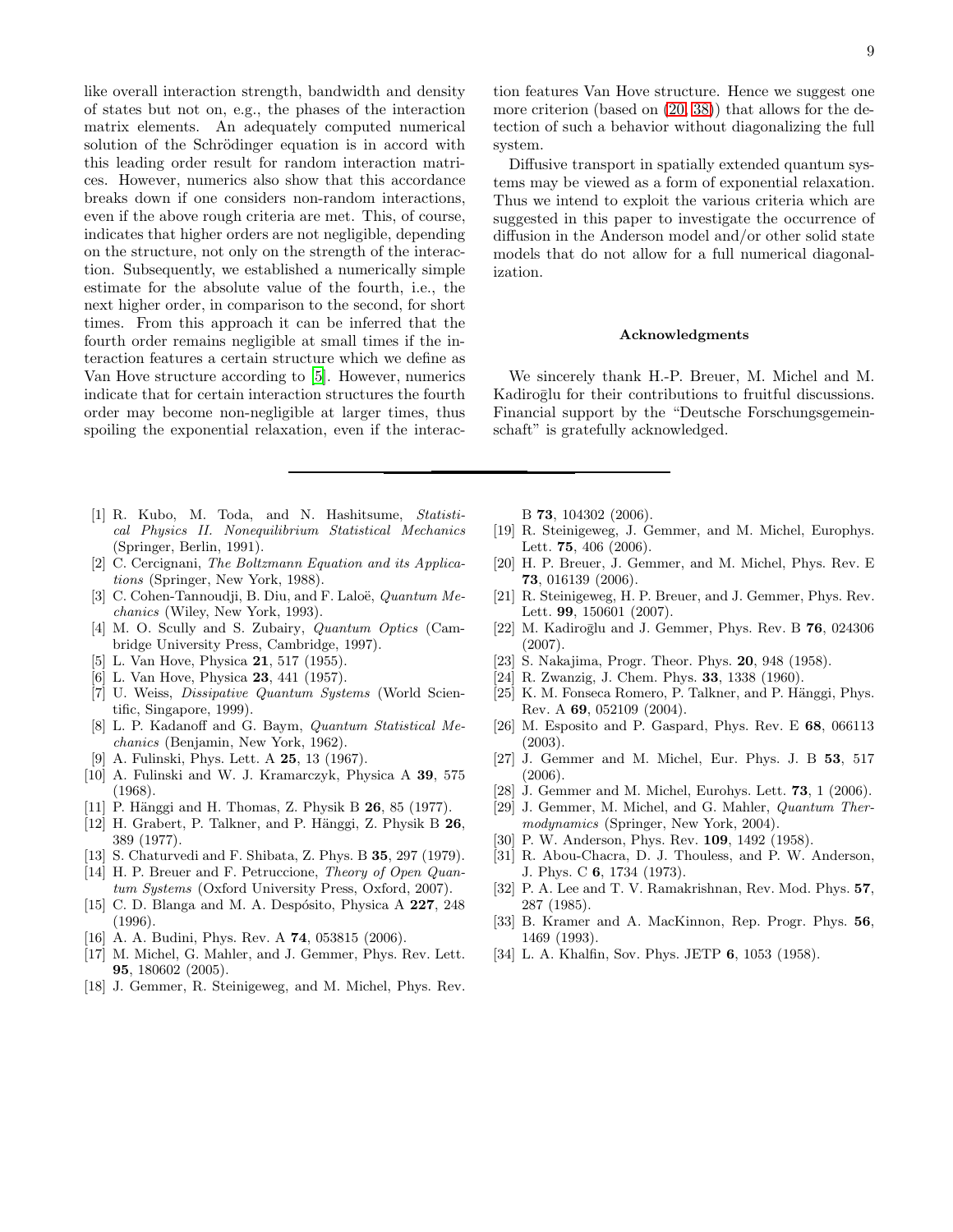like overall interaction strength, bandwidth and density of states but not on, e.g., the phases of the interaction matrix elements. An adequately computed numerical solution of the Schrödinger equation is in accord with this leading order result for random interaction matrices. However, numerics also show that this accordance breaks down if one considers non-random interactions, even if the above rough criteria are met. This, of course, indicates that higher orders are not negligible, depending on the structure, not only on the strength of the interaction. Subsequently, we established a numerically simple estimate for the absolute value of the fourth, i.e., the next higher order, in comparison to the second, for short times. From this approach it can be inferred that the fourth order remains negligible at small times if the interaction features a certain structure which we define as Van Hove structure according to [5]. However, numerics indicate that for certain interaction structures the fourth order may become non-negligible at larger times, thus spoiling the exponential relaxation, even if the interaction features Van Hove structure. Hence we suggest one more criterion (based on [20, 38]) that allows for the detection of such a behavior without diagonalizing the full system.

Diffusive transport in spatially extended quantum systems may be viewed as a form of exponential relaxation. Thus we intend to exploit the various criteria which are suggested in this paper to investigate the occurrence of diffusion in the Anderson model and/or other solid state models that do not allow for a full numerical diagonalization.

### Acknowledgments

We sincerely thank H.-P. Breuer, M. Michel and M. Kadiroḡlu for their contributions to fruitful discussions. Financial support by the "Deutsche Forschungsgemeinschaft" is gratefully acknowledged.

---

[1] R. Kubo, M. Toda, and N. Hashitsume, *Statistical Physics II. Nonequilibrium Statistical Mechanics* (Springer, Berlin, 1991).
[2] C. Cercignani, *The Boltzmann Equation and its Applications* (Springer, New York, 1988).
[3] C. Cohen-Tannoudji, B. Diu, and F. Laloë, *Quantum Mechanics* (Wiley, New York, 1993).
[4] M. O. Scully and S. Zubairy, *Quantum Optics* (Cambridge University Press, Cambridge, 1997).
[5] L. Van Hove, Physica **21**, 517 (1955).
[6] L. Van Hove, Physica **23**, 441 (1957).
[7] U. Weiss, *Dissipative Quantum Systems* (World Scientific, Singapore, 1999).
[8] L. P. Kadanoff and G. Baym, *Quantum Statistical Mechanics* (Benjamin, New York, 1962).
[9] A. Fulinski, Phys. Lett. A **25**, 13 (1967).
[10] A. Fulinski and W. J. Kramarczyk, Physica A **39**, 575 (1968).
[11] P. Hänggi and H. Thomas, Z. Physik B **26**, 85 (1977).
[12] H. Grabert, P. Talkner, and P. Hänggi, Z. Physik B **26**, 389 (1977).
[13] S. Chaturvedi and F. Shibata, Z. Phys. B **35**, 297 (1979).
[14] H. P. Breuer and F. Petruccione, *Theory of Open Quantum Systems* (Oxford University Press, Oxford, 2007).
[15] C. D. Blanga and M. A. Despósito, Physica A **227**, 248 (1996).
[16] A. A. Budini, Phys. Rev. A **74**, 053815 (2006).
[17] M. Michel, G. Mahler, and J. Gemmer, Phys. Rev. Lett. **95**, 180602 (2005).
[18] J. Gemmer, R. Steinigeweg, and M. Michel, Phys. Rev. B **73**, 104302 (2006).
[19] R. Steinigeweg, J. Gemmer, and M. Michel, Europhys. Lett. **75**, 406 (2006).
[20] H. P. Breuer, J. Gemmer, and M. Michel, Phys. Rev. E **73**, 016139 (2006).
[21] R. Steinigeweg, H. P. Breuer, and J. Gemmer, Phys. Rev. Lett. **99**, 150601 (2007).
[22] M. Kadiroḡlu and J. Gemmer, Phys. Rev. B **76**, 024306 (2007).
[23] S. Nakajima, Progr. Theor. Phys. **20**, 948 (1958).
[24] R. Zwanzig, J. Chem. Phys. **33**, 1338 (1960).
[25] K. M. Fonseca Romero, P. Talkner, and P. Hänggi, Phys. Rev. A **69**, 052109 (2004).
[26] M. Esposito and P. Gaspard, Phys. Rev. E **68**, 066113 (2003).
[27] J. Gemmer and M. Michel, Eur. Phys. J. B **53**, 517 (2006).
[28] J. Gemmer and M. Michel, Eurohys. Lett. **73**, 1 (2006).
[29] J. Gemmer, M. Michel, and G. Mahler, *Quantum Thermodynamics* (Springer, New York, 2004).
[30] P. W. Anderson, Phys. Rev. **109**, 1492 (1958).
[31] R. Abou-Chacra, D. J. Thouless, and P. W. Anderson, J. Phys. C **6**, 1734 (1973).
[32] P. A. Lee and T. V. Ramakrishnan, Rev. Mod. Phys. **57**, 287 (1985).
[33] B. Kramer and A. MacKinnon, Rep. Progr. Phys. **56**, 1469 (1993).
[34] L. A. Khalfin, Sov. Phys. JETP **6**, 1053 (1958).